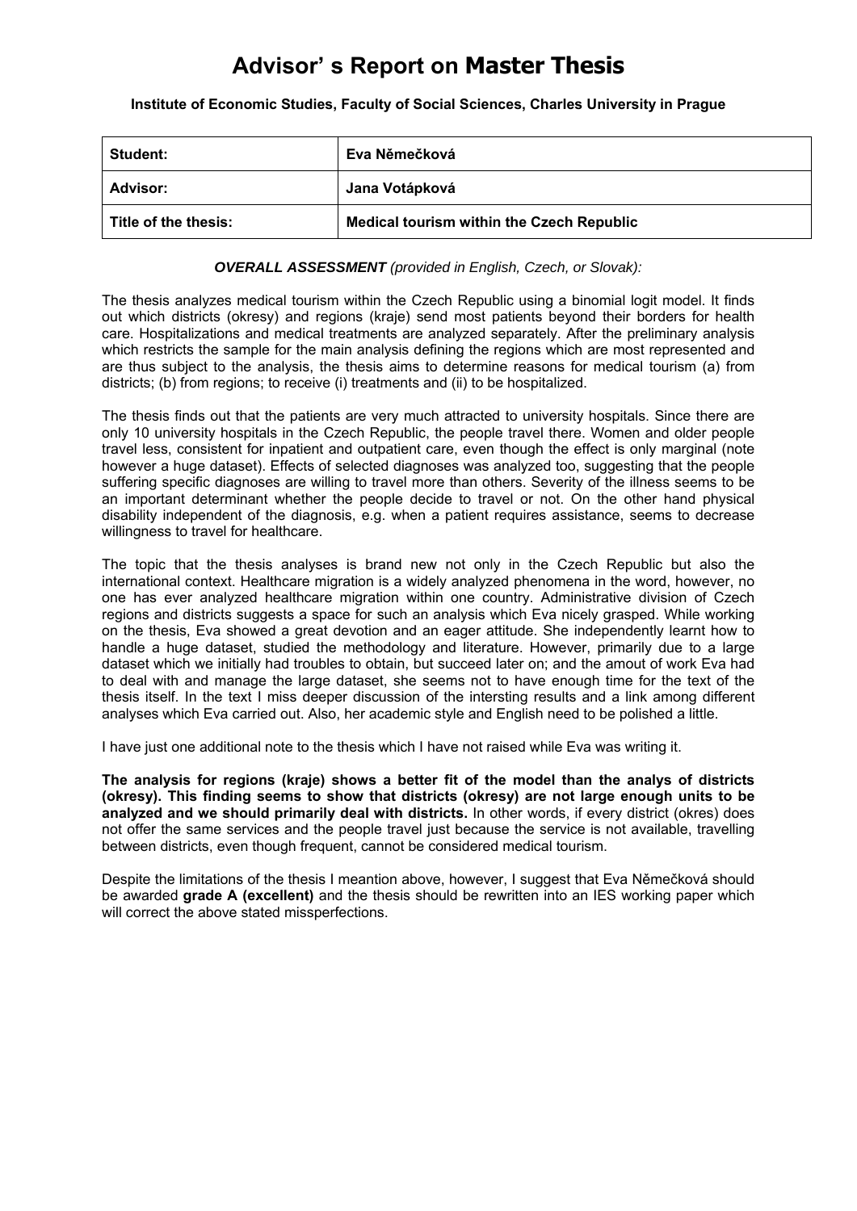# Advisor' s Report on **Master Thesis**

**Institute of Economic Studies, Faculty of Social Sciences, Charles University in Prague**

| | |
|---|---|
| **Student:** | **Eva Němečková** |
| **Advisor:** | **Jana Votápková** |
| **Title of the thesis:** | **Medical tourism within the Czech Republic** |

***OVERALL ASSESSMENT*** *(provided in English, Czech, or Slovak):*

The thesis analyzes medical tourism within the Czech Republic using a binomial logit model. It finds out which districts (okresy) and regions (kraje) send most patients beyond their borders for health care. Hospitalizations and medical treatments are analyzed separately. After the preliminary analysis which restricts the sample for the main analysis defining the regions which are most represented and are thus subject to the analysis, the thesis aims to determine reasons for medical tourism (a) from districts; (b) from regions; to receive (i) treatments and (ii) to be hospitalized.

The thesis finds out that the patients are very much attracted to university hospitals. Since there are only 10 university hospitals in the Czech Republic, the people travel there. Women and older people travel less, consistent for inpatient and outpatient care, even though the effect is only marginal (note however a huge dataset). Effects of selected diagnoses was analyzed too, suggesting that the people suffering specific diagnoses are willing to travel more than others. Severity of the illness seems to be an important determinant whether the people decide to travel or not. On the other hand physical disability independent of the diagnosis, e.g. when a patient requires assistance, seems to decrease willingness to travel for healthcare.

The topic that the thesis analyses is brand new not only in the Czech Republic but also the international context. Healthcare migration is a widely analyzed phenomena in the word, however, no one has ever analyzed healthcare migration within one country. Administrative division of Czech regions and districts suggests a space for such an analysis which Eva nicely grasped. While working on the thesis, Eva showed a great devotion and an eager attitude. She independently learnt how to handle a huge dataset, studied the methodology and literature. However, primarily due to a large dataset which we initially had troubles to obtain, but succeed later on; and the amout of work Eva had to deal with and manage the large dataset, she seems not to have enough time for the text of the thesis itself. In the text I miss deeper discussion of the intersting results and a link among different analyses which Eva carried out. Also, her academic style and English need to be polished a little.

I have just one additional note to the thesis which I have not raised while Eva was writing it.

**The analysis for regions (kraje) shows a better fit of the model than the analys of districts (okresy). This finding seems to show that districts (okresy) are not large enough units to be analyzed and we should primarily deal with districts.** In other words, if every district (okres) does not offer the same services and the people travel just because the service is not available, travelling between districts, even though frequent, cannot be considered medical tourism.

Despite the limitations of the thesis I meantion above, however, I suggest that Eva Němečková should be awarded **grade A (excellent)** and the thesis should be rewritten into an IES working paper which will correct the above stated missperfections.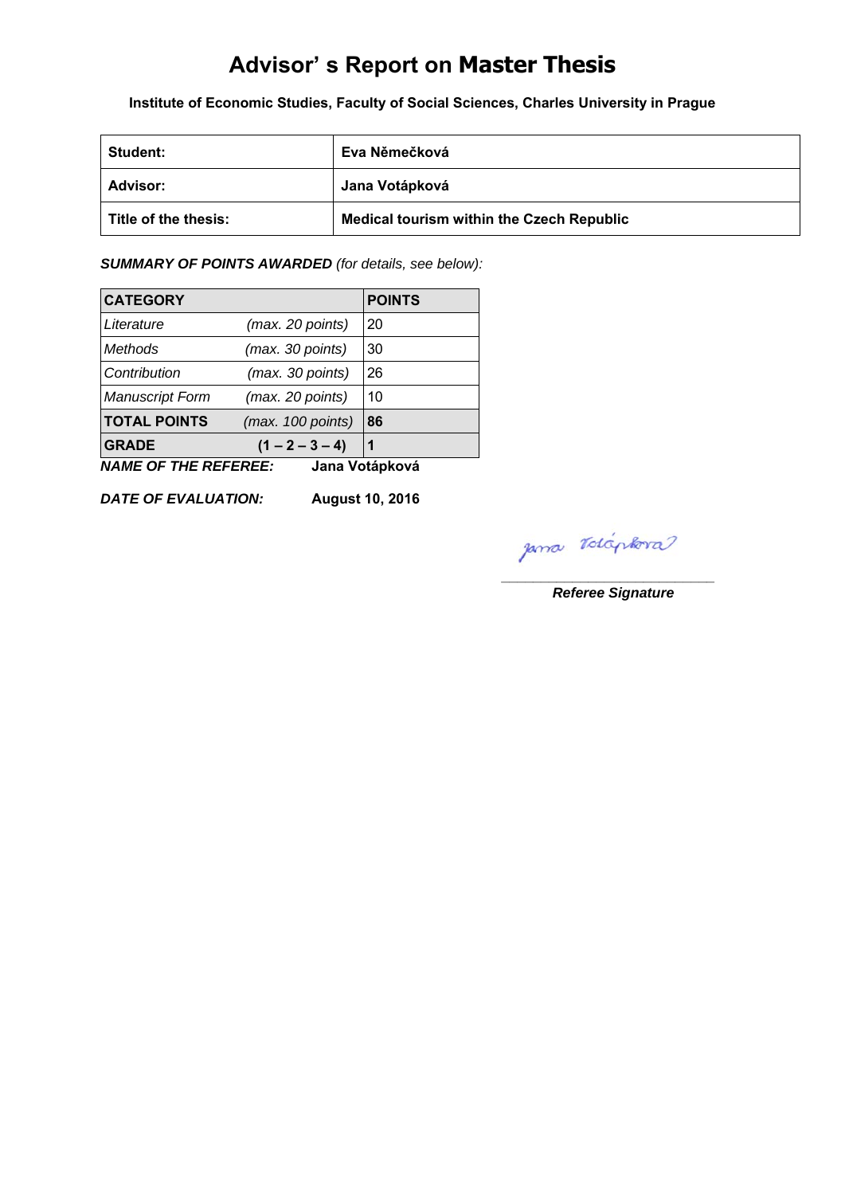# Advisor' s Report on **Master Thesis**

**Institute of Economic Studies, Faculty of Social Sciences, Charles University in Prague**

| | |
|---|---|
| **Student:** | **Eva Němečková** |
| **Advisor:** | **Jana Votápková** |
| **Title of the thesis:** | **Medical tourism within the Czech Republic** |

***SUMMARY OF POINTS AWARDED*** *(for details, see below):*

| **CATEGORY** | | **POINTS** |
|---|---|---|
| *Literature* | *(max. 20 points)* | 20 |
| *Methods* | *(max. 30 points)* | 30 |
| *Contribution* | *(max. 30 points)* | 26 |
| *Manuscript Form* | *(max. 20 points)* | 10 |
| **TOTAL POINTS** | *(max. 100 points)* | **86** |
| **GRADE** | **(1 – 2 – 3 – 4)** | **1** |

***NAME OF THE REFEREE:*** **Jana Votápková**

***DATE OF EVALUATION:*** **August 10, 2016**

Jana Votápková

***Referee Signature***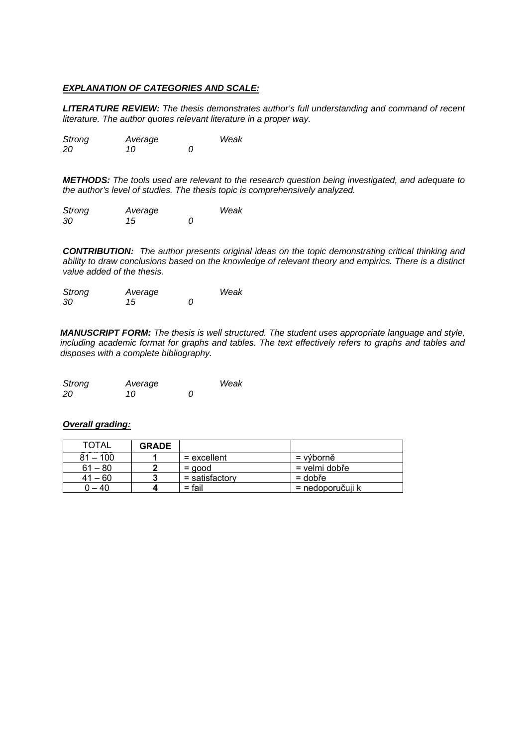***EXPLANATION OF CATEGORIES AND SCALE:***

***LITERATURE REVIEW:*** *The thesis demonstrates author's full understanding and command of recent literature. The author quotes relevant literature in a proper way.*

| *Strong* | *Average* | | *Weak* |
|---|---|---|---|
| *20* | *10* | *0* | |

***METHODS:*** *The tools used are relevant to the research question being investigated, and adequate to the author's level of studies. The thesis topic is comprehensively analyzed.*

| *Strong* | *Average* | | *Weak* |
|---|---|---|---|
| *30* | *15* | *0* | |

***CONTRIBUTION:*** *The author presents original ideas on the topic demonstrating critical thinking and ability to draw conclusions based on the knowledge of relevant theory and empirics. There is a distinct value added of the thesis.*

| *Strong* | *Average* | | *Weak* |
|---|---|---|---|
| *30* | *15* | *0* | |

***MANUSCRIPT FORM:*** *The thesis is well structured. The student uses appropriate language and style, including academic format for graphs and tables. The text effectively refers to graphs and tables and disposes with a complete bibliography.*

| *Strong* | *Average* | | *Weak* |
|---|---|---|---|
| *20* | *10* | *0* | |

***Overall grading:***

| TOTAL POINTS | **GRADE** | | |
|---|---|---|---|
| 81 – 100 | **1** | = excellent | = výborně |
| 61 – 80 | **2** | = good | = velmi dobře |
| 41 – 60 | **3** | = satisfactory | = dobře |
| 0 – 40 | **4** | = fail | = nedoporučuji k |